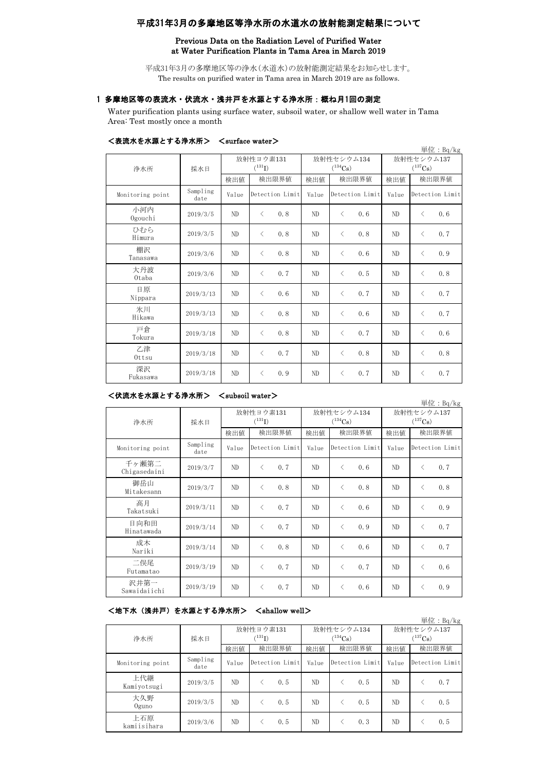# 平成31年3月の多摩地区等浄水所の水道水の放射能測定結果について

**Previous Data on the Radiation Level of Purified Water at Water Purification Plants in Tama Area in March 2019**

平成31年3月の多摩地区等の浄水(水道水)の放射能測定結果をお知らせします。
The results on purified water in Tama area in March 2019 are as follows.

## 1 多摩地区等の表流水・伏流水・浅井戸を水源とする浄水所：概ね月1回の測定

Water purification plants using surface water, subsoil water, or shallow well water in Tama Area: Test mostly once a month

### <表流水を水源とする浄水所> <surface water>

単位：Bq/kg

| 浄水所 | 採水日 | 放射性ヨウ素131 ($^{131}I$) | | 放射性セシウム134 ($^{134}Cs$) | | 放射性セシウム137 ($^{137}Cs$) | |
|---|---|---|---|---|---|---|---|
| | | 検出値 | 検出限界値 | 検出値 | 検出限界値 | 検出値 | 検出限界値 |
| Monitoring point | Sampling date | Value | Detection Limit | Value | Detection Limit | Value | Detection Limit |
| 小河内 Ogouchi | 2019/3/5 | ND | < 0.8 | ND | < 0.6 | ND | < 0.6 |
| ひむら Himura | 2019/3/5 | ND | < 0.8 | ND | < 0.8 | ND | < 0.7 |
| 棚沢 Tanasawa | 2019/3/6 | ND | < 0.8 | ND | < 0.6 | ND | < 0.9 |
| 大丹波 Otaba | 2019/3/6 | ND | < 0.7 | ND | < 0.5 | ND | < 0.8 |
| 日原 Nippara | 2019/3/13 | ND | < 0.6 | ND | < 0.7 | ND | < 0.7 |
| 氷川 Hikawa | 2019/3/13 | ND | < 0.8 | ND | < 0.6 | ND | < 0.7 |
| 戸倉 Tokura | 2019/3/18 | ND | < 0.8 | ND | < 0.7 | ND | < 0.6 |
| 乙津 Ottsu | 2019/3/18 | ND | < 0.7 | ND | < 0.8 | ND | < 0.8 |
| 深沢 Fukasawa | 2019/3/18 | ND | < 0.9 | ND | < 0.7 | ND | < 0.7 |

### <伏流水を水源とする浄水所> <subsoil water>

単位：Bq/kg

| 浄水所 | 採水日 | 放射性ヨウ素131 ($^{131}I$) | | 放射性セシウム134 ($^{134}Cs$) | | 放射性セシウム137 ($^{137}Cs$) | |
|---|---|---|---|---|---|---|---|
| | | 検出値 | 検出限界値 | 検出値 | 検出限界値 | 検出値 | 検出限界値 |
| Monitoring point | Sampling date | Value | Detection Limit | Value | Detection Limit | Value | Detection Limit |
| 千ヶ瀬第二 Chigasedaini | 2019/3/7 | ND | < 0.7 | ND | < 0.6 | ND | < 0.7 |
| 御岳山 Mitakesann | 2019/3/7 | ND | < 0.8 | ND | < 0.8 | ND | < 0.8 |
| 高月 Takatsuki | 2019/3/11 | ND | < 0.7 | ND | < 0.6 | ND | < 0.9 |
| 日向和田 Hinatawada | 2019/3/14 | ND | < 0.7 | ND | < 0.9 | ND | < 0.7 |
| 成木 Nariki | 2019/3/14 | ND | < 0.8 | ND | < 0.6 | ND | < 0.7 |
| 二俣尾 Futamatao | 2019/3/19 | ND | < 0.7 | ND | < 0.7 | ND | < 0.6 |
| 沢井第一 Sawaidaiichi | 2019/3/19 | ND | < 0.7 | ND | < 0.6 | ND | < 0.9 |

### <地下水（浅井戸）を水源とする浄水所> <shallow well>

単位：Bq/kg

| 浄水所 | 採水日 | 放射性ヨウ素131 ($^{131}I$) | | 放射性セシウム134 ($^{134}Cs$) | | 放射性セシウム137 ($^{137}Cs$) | |
|---|---|---|---|---|---|---|---|
| | | 検出値 | 検出限界値 | 検出値 | 検出限界値 | 検出値 | 検出限界値 |
| Monitoring point | Sampling date | Value | Detection Limit | Value | Detection Limit | Value | Detection Limit |
| 上代継 Kamiyotsugi | 2019/3/5 | ND | < 0.5 | ND | < 0.5 | ND | < 0.7 |
| 大久野 Oguno | 2019/3/5 | ND | < 0.5 | ND | < 0.5 | ND | < 0.5 |
| 上石原 kamiisihara | 2019/3/6 | ND | < 0.5 | ND | < 0.3 | ND | < 0.5 |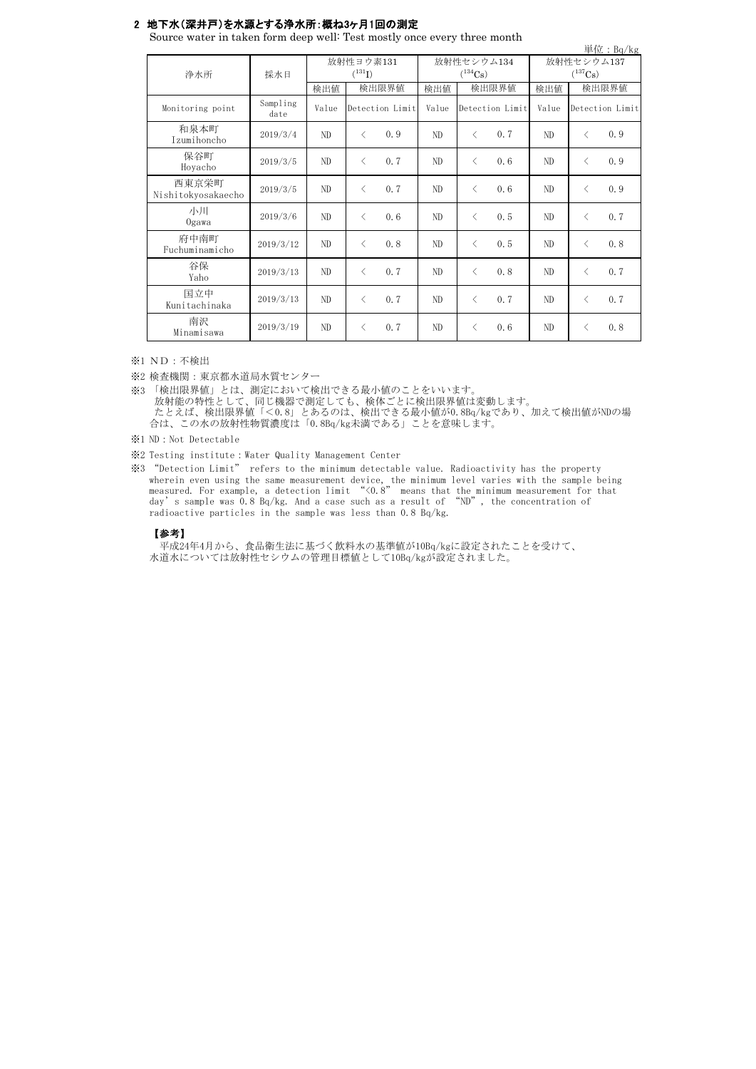## 2 地下水（深井戸）を水源とする浄水所：概ね3ヶ月1回の測定

Source water in taken form deep well: Test mostly once every three month

単位：Bq/kg

| 浄水所 | 採水日 | 放射性ヨウ素131 ($^{131}I$) | | | 放射性セシウム134 ($^{134}Cs$) | | | 放射性セシウム137 ($^{137}Cs$) | | |
|---|---|---|---|---|---|---|---|---|---|---|
| | | 検出値 | 検出限界値 | | 検出値 | 検出限界値 | | 検出値 | 検出限界値 | |
| Monitoring point | Sampling date | Value | Detection Limit | | Value | Detection Limit | | Value | Detection Limit | |
| 和泉本町 Izumihoncho | 2019/3/4 | ND | ＜ | 0.9 | ND | ＜ | 0.7 | ND | ＜ | 0.9 |
| 保谷町 Hoyacho | 2019/3/5 | ND | ＜ | 0.7 | ND | ＜ | 0.6 | ND | ＜ | 0.9 |
| 西東京栄町 Nishitokyosakaecho | 2019/3/5 | ND | ＜ | 0.7 | ND | ＜ | 0.6 | ND | ＜ | 0.9 |
| 小川 Ogawa | 2019/3/6 | ND | ＜ | 0.6 | ND | ＜ | 0.5 | ND | ＜ | 0.7 |
| 府中南町 Fuchuminamicho | 2019/3/12 | ND | ＜ | 0.8 | ND | ＜ | 0.5 | ND | ＜ | 0.8 |
| 谷保 Yaho | 2019/3/13 | ND | ＜ | 0.7 | ND | ＜ | 0.8 | ND | ＜ | 0.7 |
| 国立中 Kunitachinaka | 2019/3/13 | ND | ＜ | 0.7 | ND | ＜ | 0.7 | ND | ＜ | 0.7 |
| 南沢 Minamisawa | 2019/3/19 | ND | ＜ | 0.7 | ND | ＜ | 0.6 | ND | ＜ | 0.8 |

※1 ＮＤ：不検出

※2 検査機関：東京都水道局水質センター

※3 「検出限界値」とは、測定において検出できる最小値のことをいいます。
放射能の特性として、同じ機器で測定しても、検体ごとに検出限界値は変動します。
たとえば、検出限界値「＜0.8」とあるのは、検出できる最小値が0.8Bq/kgであり、加えて検出値がNDの場合は、この水の放射性物質濃度は「0.8Bq/kg未満である」ことを意味します。

※1 ND：Not Detectable

※2 Testing institute：Water Quality Management Center

※3 "Detection Limit" refers to the minimum detectable value. Radioactivity has the property wherein even using the same measurement device, the minimum level varies with the sample being measured. For example, a detection limit "<0.8" means that the minimum measurement for that day's sample was 0.8 Bq/kg. And a case such as a result of "ND", the concentration of radioactive particles in the sample was less than 0.8 Bq/kg.

**【参考】**

平成24年4月から、食品衛生法に基づく飲料水の基準値が10Bq/kgに設定されたことを受けて、水道水については放射性セシウムの管理目標値として10Bq/kgが設定されました。